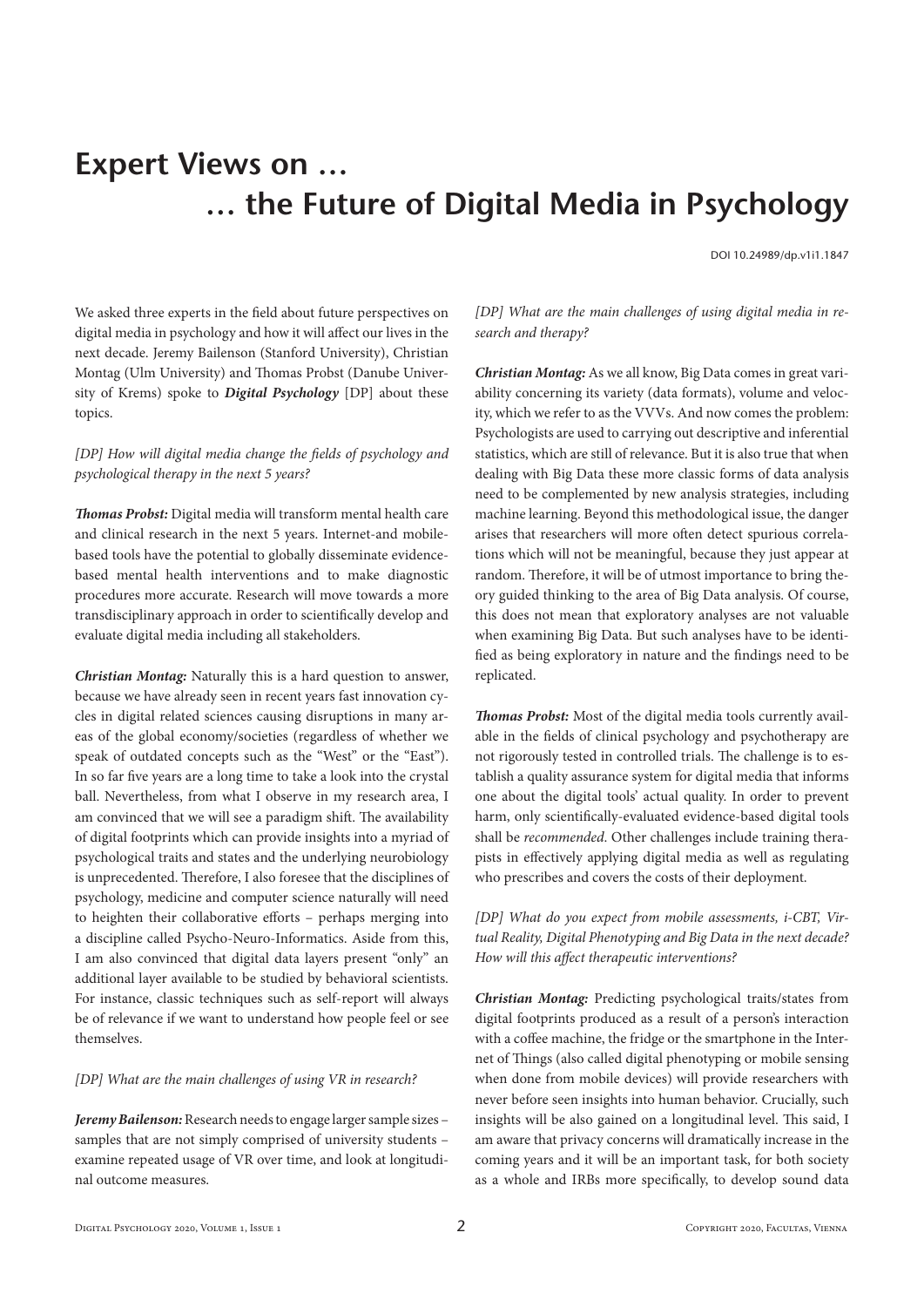# Expert Views on …
# … the Future of Digital Media in Psychology

DOI 10.24989/dp.v1i1.1847

We asked three experts in the field about future perspectives on digital media in psychology and how it will affect our lives in the next decade. Jeremy Bailenson (Stanford University), Christian Montag (Ulm University) and Thomas Probst (Danube University of Krems) spoke to ***Digital Psychology*** [DP] about these topics.

*[DP] How will digital media change the fields of psychology and psychological therapy in the next 5 years?*

***Thomas Probst:*** Digital media will transform mental health care and clinical research in the next 5 years. Internet-and mobile-based tools have the potential to globally disseminate evidence-based mental health interventions and to make diagnostic procedures more accurate. Research will move towards a more transdisciplinary approach in order to scientifically develop and evaluate digital media including all stakeholders.

***Christian Montag:*** Naturally this is a hard question to answer, because we have already seen in recent years fast innovation cycles in digital related sciences causing disruptions in many areas of the global economy/societies (regardless of whether we speak of outdated concepts such as the "West" or the "East"). In so far five years are a long time to take a look into the crystal ball. Nevertheless, from what I observe in my research area, I am convinced that we will see a paradigm shift. The availability of digital footprints which can provide insights into a myriad of psychological traits and states and the underlying neurobiology is unprecedented. Therefore, I also foresee that the disciplines of psychology, medicine and computer science naturally will need to heighten their collaborative efforts – perhaps merging into a discipline called Psycho-Neuro-Informatics. Aside from this, I am also convinced that digital data layers present "only" an additional layer available to be studied by behavioral scientists. For instance, classic techniques such as self-report will always be of relevance if we want to understand how people feel or see themselves.

*[DP] What are the main challenges of using VR in research?*

***Jeremy Bailenson:*** Research needs to engage larger sample sizes – samples that are not simply comprised of university students – examine repeated usage of VR over time, and look at longitudinal outcome measures.

*[DP] What are the main challenges of using digital media in research and therapy?*

***Christian Montag:*** As we all know, Big Data comes in great variability concerning its variety (data formats), volume and velocity, which we refer to as the VVVs. And now comes the problem: Psychologists are used to carrying out descriptive and inferential statistics, which are still of relevance. But it is also true that when dealing with Big Data these more classic forms of data analysis need to be complemented by new analysis strategies, including machine learning. Beyond this methodological issue, the danger arises that researchers will more often detect spurious correlations which will not be meaningful, because they just appear at random. Therefore, it will be of utmost importance to bring theory guided thinking to the area of Big Data analysis. Of course, this does not mean that exploratory analyses are not valuable when examining Big Data. But such analyses have to be identified as being exploratory in nature and the findings need to be replicated.

***Thomas Probst:*** Most of the digital media tools currently available in the fields of clinical psychology and psychotherapy are not rigorously tested in controlled trials. The challenge is to establish a quality assurance system for digital media that informs one about the digital tools' actual quality. In order to prevent harm, only scientifically-evaluated evidence-based digital tools shall be *recommended.* Other challenges include training therapists in effectively applying digital media as well as regulating who prescribes and covers the costs of their deployment.

*[DP] What do you expect from mobile assessments, i-CBT, Virtual Reality, Digital Phenotyping and Big Data in the next decade? How will this affect therapeutic interventions?*

***Christian Montag:*** Predicting psychological traits/states from digital footprints produced as a result of a person's interaction with a coffee machine, the fridge or the smartphone in the Internet of Things (also called digital phenotyping or mobile sensing when done from mobile devices) will provide researchers with never before seen insights into human behavior. Crucially, such insights will be also gained on a longitudinal level. This said, I am aware that privacy concerns will dramatically increase in the coming years and it will be an important task, for both society as a whole and IRBs more specifically, to develop sound data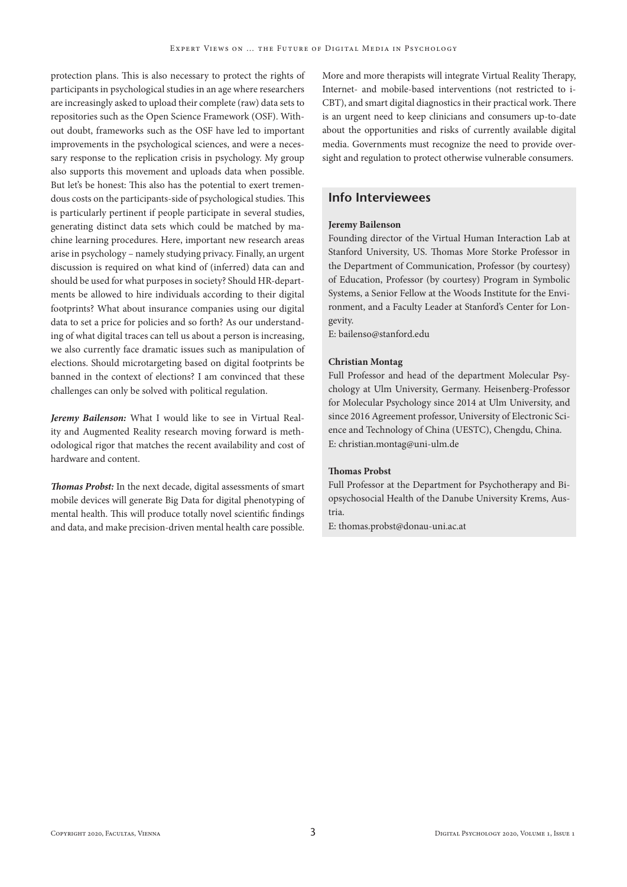protection plans. This is also necessary to protect the rights of participants in psychological studies in an age where researchers are increasingly asked to upload their complete (raw) data sets to repositories such as the Open Science Framework (OSF). Without doubt, frameworks such as the OSF have led to important improvements in the psychological sciences, and were a necessary response to the replication crisis in psychology. My group also supports this movement and uploads data when possible. But let's be honest: This also has the potential to exert tremendous costs on the participants-side of psychological studies. This is particularly pertinent if people participate in several studies, generating distinct data sets which could be matched by machine learning procedures. Here, important new research areas arise in psychology – namely studying privacy. Finally, an urgent discussion is required on what kind of (inferred) data can and should be used for what purposes in society? Should HR-departments be allowed to hire individuals according to their digital footprints? What about insurance companies using our digital data to set a price for policies and so forth? As our understanding of what digital traces can tell us about a person is increasing, we also currently face dramatic issues such as manipulation of elections. Should microtargeting based on digital footprints be banned in the context of elections? I am convinced that these challenges can only be solved with political regulation.

***Jeremy Bailenson:*** What I would like to see in Virtual Reality and Augmented Reality research moving forward is methodological rigor that matches the recent availability and cost of hardware and content.

***Thomas Probst:*** In the next decade, digital assessments of smart mobile devices will generate Big Data for digital phenotyping of mental health. This will produce totally novel scientific findings and data, and make precision-driven mental health care possible. More and more therapists will integrate Virtual Reality Therapy, Internet- and mobile-based interventions (not restricted to i-CBT), and smart digital diagnostics in their practical work. There is an urgent need to keep clinicians and consumers up-to-date about the opportunities and risks of currently available digital media. Governments must recognize the need to provide oversight and regulation to protect otherwise vulnerable consumers.

## Info Interviewees

**Jeremy Bailenson**

Founding director of the Virtual Human Interaction Lab at Stanford University, US. Thomas More Storke Professor in the Department of Communication, Professor (by courtesy) of Education, Professor (by courtesy) Program in Symbolic Systems, a Senior Fellow at the Woods Institute for the Environment, and a Faculty Leader at Stanford's Center for Longevity.

E: bailenso@stanford.edu

**Christian Montag**

Full Professor and head of the department Molecular Psychology at Ulm University, Germany. Heisenberg-Professor for Molecular Psychology since 2014 at Ulm University, and since 2016 Agreement professor, University of Electronic Science and Technology of China (UESTC), Chengdu, China.

E: christian.montag@uni-ulm.de

**Thomas Probst**

Full Professor at the Department for Psychotherapy and Biopsychosocial Health of the Danube University Krems, Austria.

E: thomas.probst@donau-uni.ac.at